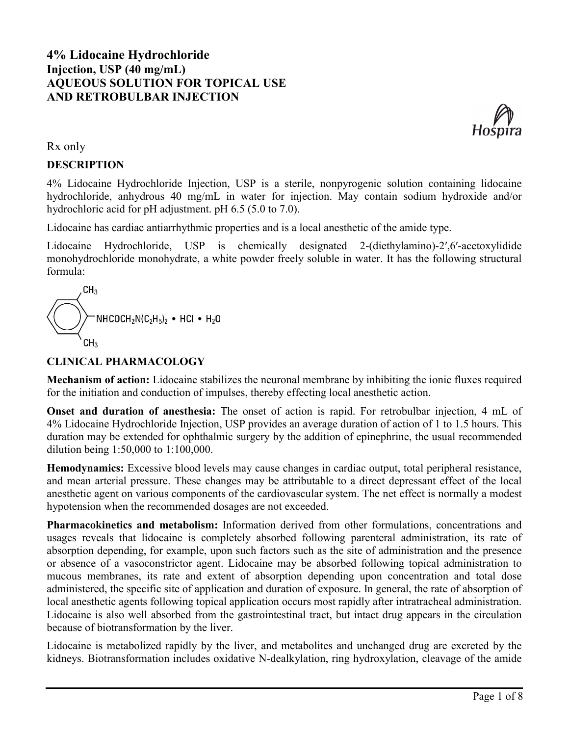# 4% Lidocaine Hydrochloride
## Injection, USP (40 mg/mL)
## AQUEOUS SOLUTION FOR TOPICAL USE AND RETROBULBAR INJECTION

Hospira

Rx only

**DESCRIPTION**

4% Lidocaine Hydrochloride Injection, USP is a sterile, nonpyrogenic solution containing lidocaine hydrochloride, anhydrous 40 mg/mL in water for injection. May contain sodium hydroxide and/or hydrochloric acid for pH adjustment. pH 6.5 (5.0 to 7.0).

Lidocaine has cardiac antiarrhythmic properties and is a local anesthetic of the amide type.

Lidocaine Hydrochloride, USP is chemically designated 2-(diethylamino)-2′,6′-acetoxylidide monohydrochloride monohydrate, a white powder freely soluble in water. It has the following structural formula:

$$\text{(2,6-dimethylphenyl)}-NHCOCH_2N(C_2H_5)_2 \cdot HCl \cdot H_2O$$

**CLINICAL PHARMACOLOGY**

**Mechanism of action:** Lidocaine stabilizes the neuronal membrane by inhibiting the ionic fluxes required for the initiation and conduction of impulses, thereby effecting local anesthetic action.

**Onset and duration of anesthesia:** The onset of action is rapid. For retrobulbar injection, 4 mL of 4% Lidocaine Hydrochloride Injection, USP provides an average duration of action of 1 to 1.5 hours. This duration may be extended for ophthalmic surgery by the addition of epinephrine, the usual recommended dilution being 1:50,000 to 1:100,000.

**Hemodynamics:** Excessive blood levels may cause changes in cardiac output, total peripheral resistance, and mean arterial pressure. These changes may be attributable to a direct depressant effect of the local anesthetic agent on various components of the cardiovascular system. The net effect is normally a modest hypotension when the recommended dosages are not exceeded.

**Pharmacokinetics and metabolism:** Information derived from other formulations, concentrations and usages reveals that lidocaine is completely absorbed following parenteral administration, its rate of absorption depending, for example, upon such factors such as the site of administration and the presence or absence of a vasoconstrictor agent. Lidocaine may be absorbed following topical administration to mucous membranes, its rate and extent of absorption depending upon concentration and total dose administered, the specific site of application and duration of exposure. In general, the rate of absorption of local anesthetic agents following topical application occurs most rapidly after intratracheal administration. Lidocaine is also well absorbed from the gastrointestinal tract, but intact drug appears in the circulation because of biotransformation by the liver.

Lidocaine is metabolized rapidly by the liver, and metabolites and unchanged drug are excreted by the kidneys. Biotransformation includes oxidative N-dealkylation, ring hydroxylation, cleavage of the amide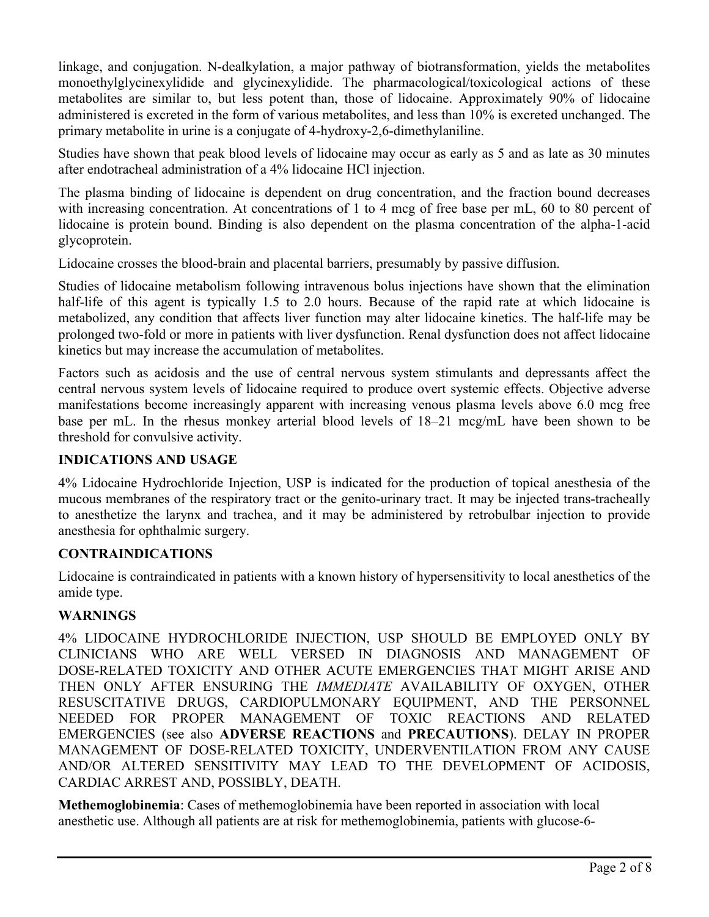linkage, and conjugation. N-dealkylation, a major pathway of biotransformation, yields the metabolites monoethylglycinexylidide and glycinexylidide. The pharmacological/toxicological actions of these metabolites are similar to, but less potent than, those of lidocaine. Approximately 90% of lidocaine administered is excreted in the form of various metabolites, and less than 10% is excreted unchanged. The primary metabolite in urine is a conjugate of 4-hydroxy-2,6-dimethylaniline.

Studies have shown that peak blood levels of lidocaine may occur as early as 5 and as late as 30 minutes after endotracheal administration of a 4% lidocaine HCl injection.

The plasma binding of lidocaine is dependent on drug concentration, and the fraction bound decreases with increasing concentration. At concentrations of 1 to 4 mcg of free base per mL, 60 to 80 percent of lidocaine is protein bound. Binding is also dependent on the plasma concentration of the alpha-1-acid glycoprotein.

Lidocaine crosses the blood-brain and placental barriers, presumably by passive diffusion.

Studies of lidocaine metabolism following intravenous bolus injections have shown that the elimination half-life of this agent is typically 1.5 to 2.0 hours. Because of the rapid rate at which lidocaine is metabolized, any condition that affects liver function may alter lidocaine kinetics. The half-life may be prolonged two-fold or more in patients with liver dysfunction. Renal dysfunction does not affect lidocaine kinetics but may increase the accumulation of metabolites.

Factors such as acidosis and the use of central nervous system stimulants and depressants affect the central nervous system levels of lidocaine required to produce overt systemic effects. Objective adverse manifestations become increasingly apparent with increasing venous plasma levels above 6.0 mcg free base per mL. In the rhesus monkey arterial blood levels of 18–21 mcg/mL have been shown to be threshold for convulsive activity.

## INDICATIONS AND USAGE

4% Lidocaine Hydrochloride Injection, USP is indicated for the production of topical anesthesia of the mucous membranes of the respiratory tract or the genito-urinary tract. It may be injected trans-tracheally to anesthetize the larynx and trachea, and it may be administered by retrobulbar injection to provide anesthesia for ophthalmic surgery.

## CONTRAINDICATIONS

Lidocaine is contraindicated in patients with a known history of hypersensitivity to local anesthetics of the amide type.

## WARNINGS

4% LIDOCAINE HYDROCHLORIDE INJECTION, USP SHOULD BE EMPLOYED ONLY BY CLINICIANS WHO ARE WELL VERSED IN DIAGNOSIS AND MANAGEMENT OF DOSE-RELATED TOXICITY AND OTHER ACUTE EMERGENCIES THAT MIGHT ARISE AND THEN ONLY AFTER ENSURING THE *IMMEDIATE* AVAILABILITY OF OXYGEN, OTHER RESUSCITATIVE DRUGS, CARDIOPULMONARY EQUIPMENT, AND THE PERSONNEL NEEDED FOR PROPER MANAGEMENT OF TOXIC REACTIONS AND RELATED EMERGENCIES (see also **ADVERSE REACTIONS** and **PRECAUTIONS**). DELAY IN PROPER MANAGEMENT OF DOSE-RELATED TOXICITY, UNDERVENTILATION FROM ANY CAUSE AND/OR ALTERED SENSITIVITY MAY LEAD TO THE DEVELOPMENT OF ACIDOSIS, CARDIAC ARREST AND, POSSIBLY, DEATH.

**Methemoglobinemia**: Cases of methemoglobinemia have been reported in association with local anesthetic use. Although all patients are at risk for methemoglobinemia, patients with glucose-6-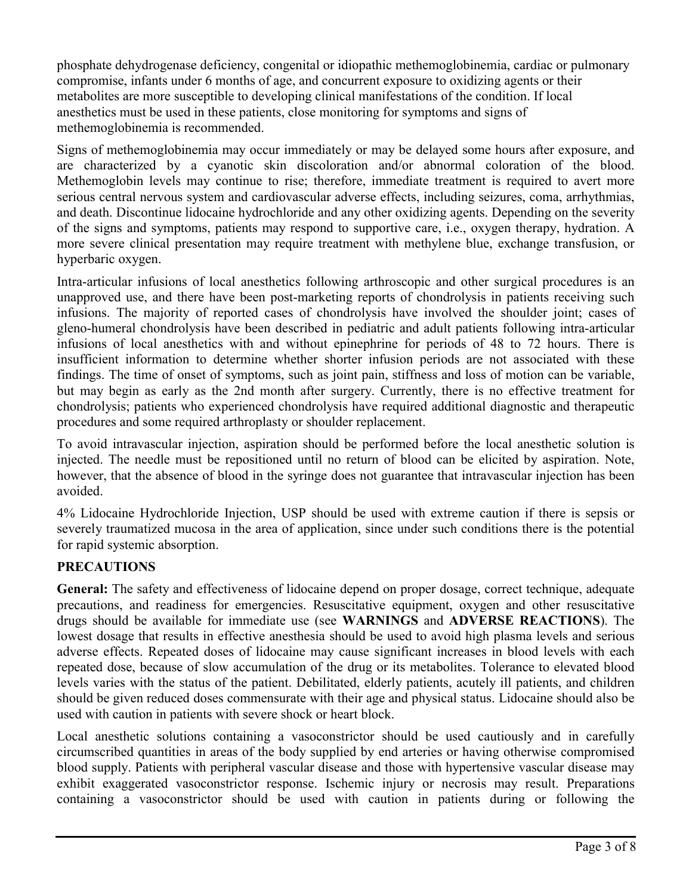phosphate dehydrogenase deficiency, congenital or idiopathic methemoglobinemia, cardiac or pulmonary compromise, infants under 6 months of age, and concurrent exposure to oxidizing agents or their metabolites are more susceptible to developing clinical manifestations of the condition. If local anesthetics must be used in these patients, close monitoring for symptoms and signs of methemoglobinemia is recommended.

Signs of methemoglobinemia may occur immediately or may be delayed some hours after exposure, and are characterized by a cyanotic skin discoloration and/or abnormal coloration of the blood. Methemoglobin levels may continue to rise; therefore, immediate treatment is required to avert more serious central nervous system and cardiovascular adverse effects, including seizures, coma, arrhythmias, and death. Discontinue lidocaine hydrochloride and any other oxidizing agents. Depending on the severity of the signs and symptoms, patients may respond to supportive care, i.e., oxygen therapy, hydration. A more severe clinical presentation may require treatment with methylene blue, exchange transfusion, or hyperbaric oxygen.

Intra-articular infusions of local anesthetics following arthroscopic and other surgical procedures is an unapproved use, and there have been post-marketing reports of chondrolysis in patients receiving such infusions. The majority of reported cases of chondrolysis have involved the shoulder joint; cases of gleno-humeral chondrolysis have been described in pediatric and adult patients following intra-articular infusions of local anesthetics with and without epinephrine for periods of 48 to 72 hours. There is insufficient information to determine whether shorter infusion periods are not associated with these findings. The time of onset of symptoms, such as joint pain, stiffness and loss of motion can be variable, but may begin as early as the 2nd month after surgery. Currently, there is no effective treatment for chondrolysis; patients who experienced chondrolysis have required additional diagnostic and therapeutic procedures and some required arthroplasty or shoulder replacement.

To avoid intravascular injection, aspiration should be performed before the local anesthetic solution is injected. The needle must be repositioned until no return of blood can be elicited by aspiration. Note, however, that the absence of blood in the syringe does not guarantee that intravascular injection has been avoided.

4% Lidocaine Hydrochloride Injection, USP should be used with extreme caution if there is sepsis or severely traumatized mucosa in the area of application, since under such conditions there is the potential for rapid systemic absorption.

## PRECAUTIONS

**General:** The safety and effectiveness of lidocaine depend on proper dosage, correct technique, adequate precautions, and readiness for emergencies. Resuscitative equipment, oxygen and other resuscitative drugs should be available for immediate use (see **WARNINGS** and **ADVERSE REACTIONS**). The lowest dosage that results in effective anesthesia should be used to avoid high plasma levels and serious adverse effects. Repeated doses of lidocaine may cause significant increases in blood levels with each repeated dose, because of slow accumulation of the drug or its metabolites. Tolerance to elevated blood levels varies with the status of the patient. Debilitated, elderly patients, acutely ill patients, and children should be given reduced doses commensurate with their age and physical status. Lidocaine should also be used with caution in patients with severe shock or heart block.

Local anesthetic solutions containing a vasoconstrictor should be used cautiously and in carefully circumscribed quantities in areas of the body supplied by end arteries or having otherwise compromised blood supply. Patients with peripheral vascular disease and those with hypertensive vascular disease may exhibit exaggerated vasoconstrictor response. Ischemic injury or necrosis may result. Preparations containing a vasoconstrictor should be used with caution in patients during or following the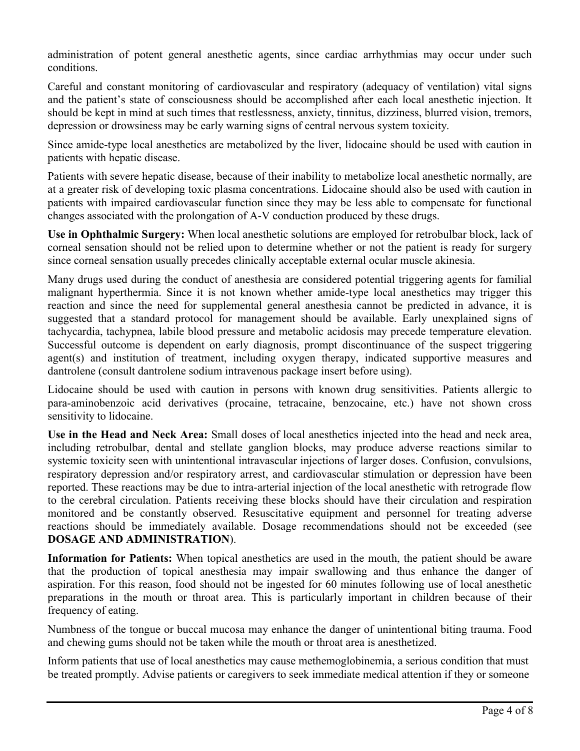administration of potent general anesthetic agents, since cardiac arrhythmias may occur under such conditions.

Careful and constant monitoring of cardiovascular and respiratory (adequacy of ventilation) vital signs and the patient's state of consciousness should be accomplished after each local anesthetic injection. It should be kept in mind at such times that restlessness, anxiety, tinnitus, dizziness, blurred vision, tremors, depression or drowsiness may be early warning signs of central nervous system toxicity.

Since amide-type local anesthetics are metabolized by the liver, lidocaine should be used with caution in patients with hepatic disease.

Patients with severe hepatic disease, because of their inability to metabolize local anesthetic normally, are at a greater risk of developing toxic plasma concentrations. Lidocaine should also be used with caution in patients with impaired cardiovascular function since they may be less able to compensate for functional changes associated with the prolongation of A-V conduction produced by these drugs.

**Use in Ophthalmic Surgery:** When local anesthetic solutions are employed for retrobulbar block, lack of corneal sensation should not be relied upon to determine whether or not the patient is ready for surgery since corneal sensation usually precedes clinically acceptable external ocular muscle akinesia.

Many drugs used during the conduct of anesthesia are considered potential triggering agents for familial malignant hyperthermia. Since it is not known whether amide-type local anesthetics may trigger this reaction and since the need for supplemental general anesthesia cannot be predicted in advance, it is suggested that a standard protocol for management should be available. Early unexplained signs of tachycardia, tachypnea, labile blood pressure and metabolic acidosis may precede temperature elevation. Successful outcome is dependent on early diagnosis, prompt discontinuance of the suspect triggering agent(s) and institution of treatment, including oxygen therapy, indicated supportive measures and dantrolene (consult dantrolene sodium intravenous package insert before using).

Lidocaine should be used with caution in persons with known drug sensitivities. Patients allergic to para-aminobenzoic acid derivatives (procaine, tetracaine, benzocaine, etc.) have not shown cross sensitivity to lidocaine.

**Use in the Head and Neck Area:** Small doses of local anesthetics injected into the head and neck area, including retrobulbar, dental and stellate ganglion blocks, may produce adverse reactions similar to systemic toxicity seen with unintentional intravascular injections of larger doses. Confusion, convulsions, respiratory depression and/or respiratory arrest, and cardiovascular stimulation or depression have been reported. These reactions may be due to intra-arterial injection of the local anesthetic with retrograde flow to the cerebral circulation. Patients receiving these blocks should have their circulation and respiration monitored and be constantly observed. Resuscitative equipment and personnel for treating adverse reactions should be immediately available. Dosage recommendations should not be exceeded (see **DOSAGE AND ADMINISTRATION**).

**Information for Patients:** When topical anesthetics are used in the mouth, the patient should be aware that the production of topical anesthesia may impair swallowing and thus enhance the danger of aspiration. For this reason, food should not be ingested for 60 minutes following use of local anesthetic preparations in the mouth or throat area. This is particularly important in children because of their frequency of eating.

Numbness of the tongue or buccal mucosa may enhance the danger of unintentional biting trauma. Food and chewing gums should not be taken while the mouth or throat area is anesthetized.

Inform patients that use of local anesthetics may cause methemoglobinemia, a serious condition that must be treated promptly. Advise patients or caregivers to seek immediate medical attention if they or someone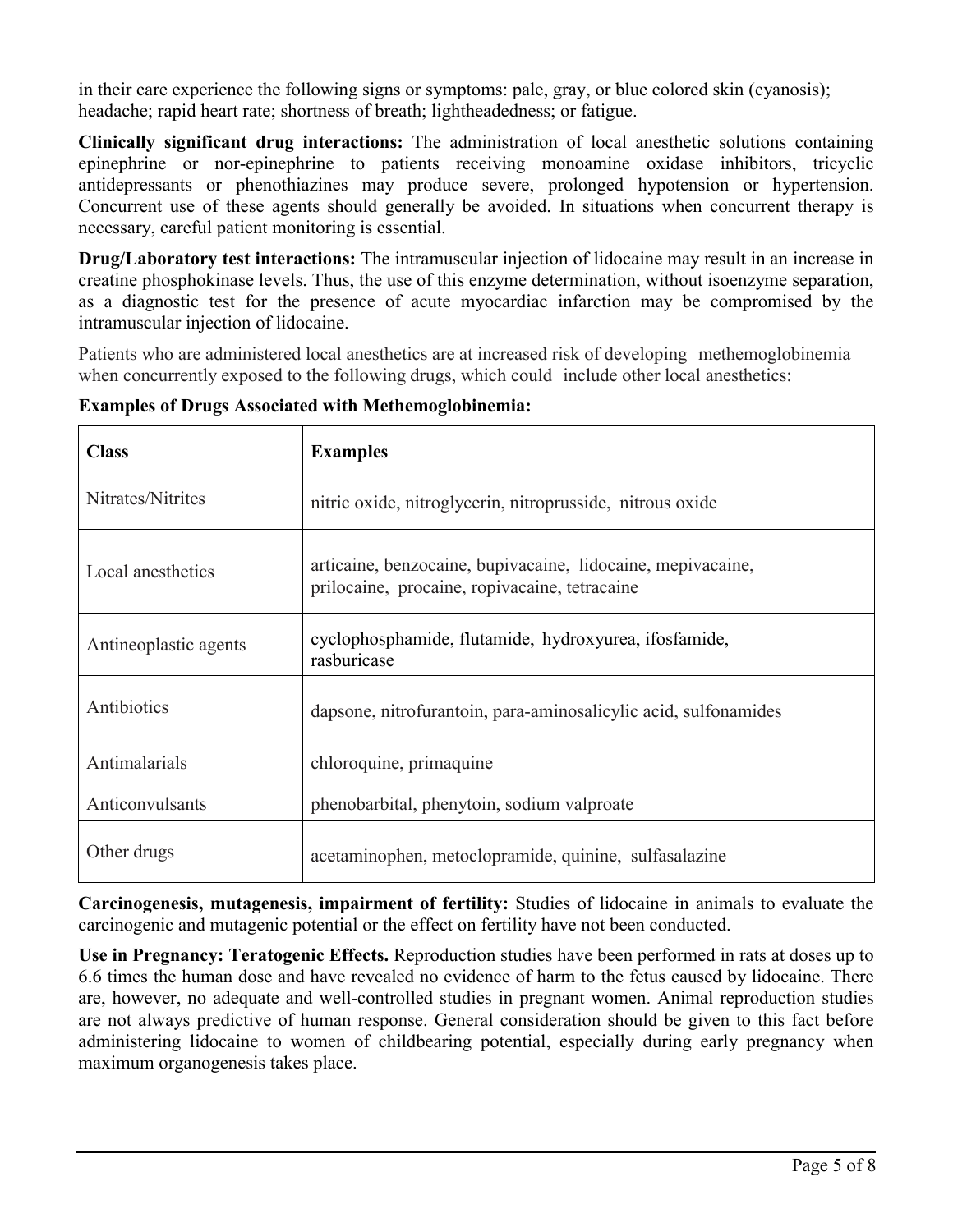in their care experience the following signs or symptoms: pale, gray, or blue colored skin (cyanosis); headache; rapid heart rate; shortness of breath; lightheadedness; or fatigue.

**Clinically significant drug interactions:** The administration of local anesthetic solutions containing epinephrine or nor-epinephrine to patients receiving monoamine oxidase inhibitors, tricyclic antidepressants or phenothiazines may produce severe, prolonged hypotension or hypertension. Concurrent use of these agents should generally be avoided. In situations when concurrent therapy is necessary, careful patient monitoring is essential.

**Drug/Laboratory test interactions:** The intramuscular injection of lidocaine may result in an increase in creatine phosphokinase levels. Thus, the use of this enzyme determination, without isoenzyme separation, as a diagnostic test for the presence of acute myocardiac infarction may be compromised by the intramuscular injection of lidocaine.

Patients who are administered local anesthetics are at increased risk of developing methemoglobinemia when concurrently exposed to the following drugs, which could include other local anesthetics:

**Examples of Drugs Associated with Methemoglobinemia:**

| **Class** | **Examples** |
|---|---|
| Nitrates/Nitrites | nitric oxide, nitroglycerin, nitroprusside, nitrous oxide |
| Local anesthetics | articaine, benzocaine, bupivacaine, lidocaine, mepivacaine, prilocaine, procaine, ropivacaine, tetracaine |
| Antineoplastic agents | cyclophosphamide, flutamide, hydroxyurea, ifosfamide, rasburicase |
| Antibiotics | dapsone, nitrofurantoin, para-aminosalicylic acid, sulfonamides |
| Antimalarials | chloroquine, primaquine |
| Anticonvulsants | phenobarbital, phenytoin, sodium valproate |
| Other drugs | acetaminophen, metoclopramide, quinine, sulfasalazine |

**Carcinogenesis, mutagenesis, impairment of fertility:** Studies of lidocaine in animals to evaluate the carcinogenic and mutagenic potential or the effect on fertility have not been conducted.

**Use in Pregnancy: Teratogenic Effects.** Reproduction studies have been performed in rats at doses up to 6.6 times the human dose and have revealed no evidence of harm to the fetus caused by lidocaine. There are, however, no adequate and well-controlled studies in pregnant women. Animal reproduction studies are not always predictive of human response. General consideration should be given to this fact before administering lidocaine to women of childbearing potential, especially during early pregnancy when maximum organogenesis takes place.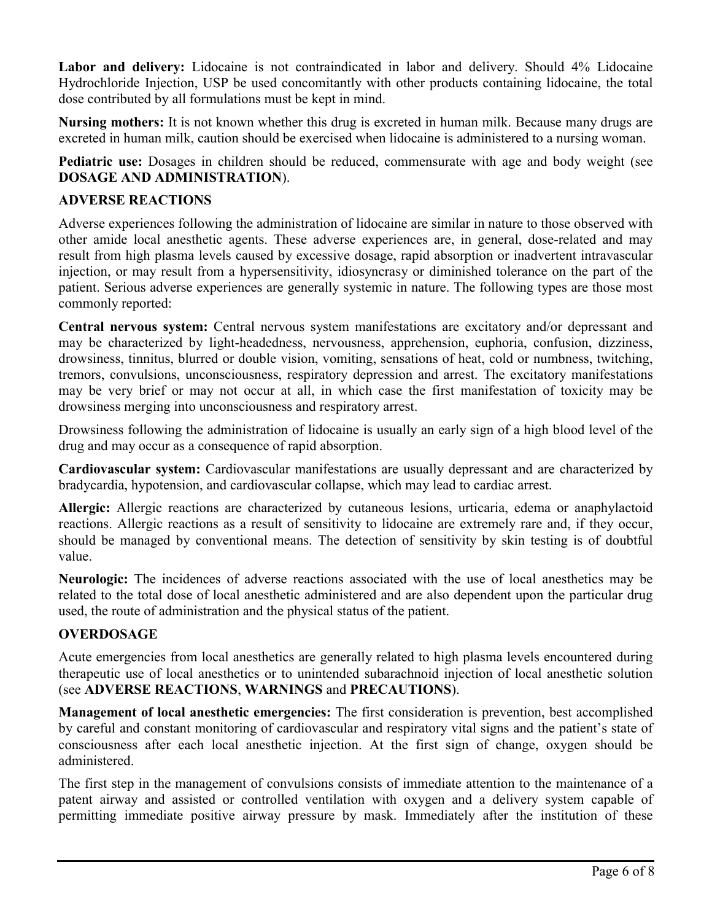**Labor and delivery:** Lidocaine is not contraindicated in labor and delivery. Should 4% Lidocaine Hydrochloride Injection, USP be used concomitantly with other products containing lidocaine, the total dose contributed by all formulations must be kept in mind.

**Nursing mothers:** It is not known whether this drug is excreted in human milk. Because many drugs are excreted in human milk, caution should be exercised when lidocaine is administered to a nursing woman.

**Pediatric use:** Dosages in children should be reduced, commensurate with age and body weight (see **DOSAGE AND ADMINISTRATION**).

## ADVERSE REACTIONS

Adverse experiences following the administration of lidocaine are similar in nature to those observed with other amide local anesthetic agents. These adverse experiences are, in general, dose-related and may result from high plasma levels caused by excessive dosage, rapid absorption or inadvertent intravascular injection, or may result from a hypersensitivity, idiosyncrasy or diminished tolerance on the part of the patient. Serious adverse experiences are generally systemic in nature. The following types are those most commonly reported:

**Central nervous system:** Central nervous system manifestations are excitatory and/or depressant and may be characterized by light-headedness, nervousness, apprehension, euphoria, confusion, dizziness, drowsiness, tinnitus, blurred or double vision, vomiting, sensations of heat, cold or numbness, twitching, tremors, convulsions, unconsciousness, respiratory depression and arrest. The excitatory manifestations may be very brief or may not occur at all, in which case the first manifestation of toxicity may be drowsiness merging into unconsciousness and respiratory arrest.

Drowsiness following the administration of lidocaine is usually an early sign of a high blood level of the drug and may occur as a consequence of rapid absorption.

**Cardiovascular system:** Cardiovascular manifestations are usually depressant and are characterized by bradycardia, hypotension, and cardiovascular collapse, which may lead to cardiac arrest.

**Allergic:** Allergic reactions are characterized by cutaneous lesions, urticaria, edema or anaphylactoid reactions. Allergic reactions as a result of sensitivity to lidocaine are extremely rare and, if they occur, should be managed by conventional means. The detection of sensitivity by skin testing is of doubtful value.

**Neurologic:** The incidences of adverse reactions associated with the use of local anesthetics may be related to the total dose of local anesthetic administered and are also dependent upon the particular drug used, the route of administration and the physical status of the patient.

## OVERDOSAGE

Acute emergencies from local anesthetics are generally related to high plasma levels encountered during therapeutic use of local anesthetics or to unintended subarachnoid injection of local anesthetic solution (see **ADVERSE REACTIONS**, **WARNINGS** and **PRECAUTIONS**).

**Management of local anesthetic emergencies:** The first consideration is prevention, best accomplished by careful and constant monitoring of cardiovascular and respiratory vital signs and the patient's state of consciousness after each local anesthetic injection. At the first sign of change, oxygen should be administered.

The first step in the management of convulsions consists of immediate attention to the maintenance of a patent airway and assisted or controlled ventilation with oxygen and a delivery system capable of permitting immediate positive airway pressure by mask. Immediately after the institution of these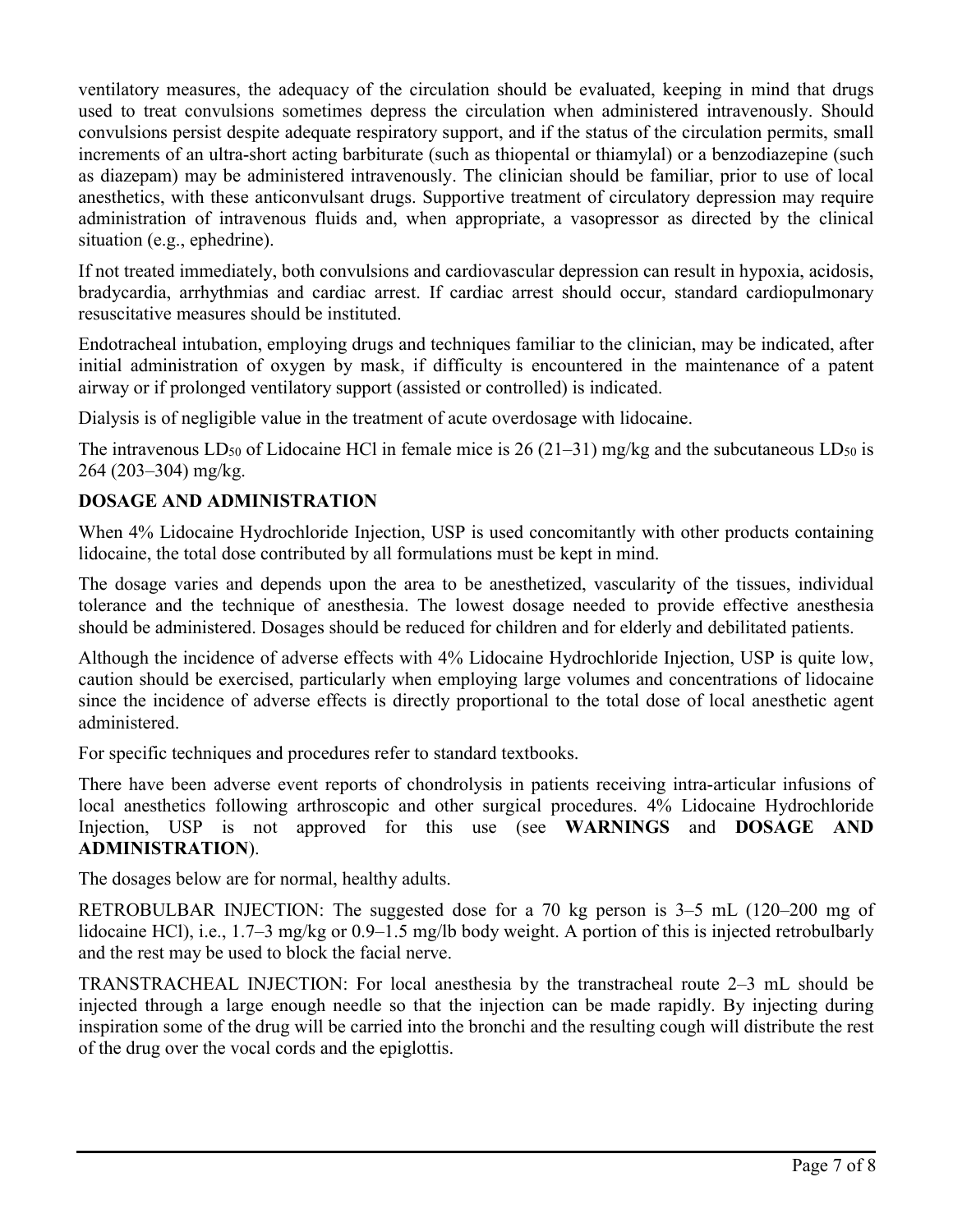ventilatory measures, the adequacy of the circulation should be evaluated, keeping in mind that drugs used to treat convulsions sometimes depress the circulation when administered intravenously. Should convulsions persist despite adequate respiratory support, and if the status of the circulation permits, small increments of an ultra-short acting barbiturate (such as thiopental or thiamylal) or a benzodiazepine (such as diazepam) may be administered intravenously. The clinician should be familiar, prior to use of local anesthetics, with these anticonvulsant drugs. Supportive treatment of circulatory depression may require administration of intravenous fluids and, when appropriate, a vasopressor as directed by the clinical situation (e.g., ephedrine).

If not treated immediately, both convulsions and cardiovascular depression can result in hypoxia, acidosis, bradycardia, arrhythmias and cardiac arrest. If cardiac arrest should occur, standard cardiopulmonary resuscitative measures should be instituted.

Endotracheal intubation, employing drugs and techniques familiar to the clinician, may be indicated, after initial administration of oxygen by mask, if difficulty is encountered in the maintenance of a patent airway or if prolonged ventilatory support (assisted or controlled) is indicated.

Dialysis is of negligible value in the treatment of acute overdosage with lidocaine.

The intravenous $LD_{50}$ of Lidocaine HCl in female mice is 26 (21–31) mg/kg and the subcutaneous $LD_{50}$ is 264 (203–304) mg/kg.

## DOSAGE AND ADMINISTRATION

When 4% Lidocaine Hydrochloride Injection, USP is used concomitantly with other products containing lidocaine, the total dose contributed by all formulations must be kept in mind.

The dosage varies and depends upon the area to be anesthetized, vascularity of the tissues, individual tolerance and the technique of anesthesia. The lowest dosage needed to provide effective anesthesia should be administered. Dosages should be reduced for children and for elderly and debilitated patients.

Although the incidence of adverse effects with 4% Lidocaine Hydrochloride Injection, USP is quite low, caution should be exercised, particularly when employing large volumes and concentrations of lidocaine since the incidence of adverse effects is directly proportional to the total dose of local anesthetic agent administered.

For specific techniques and procedures refer to standard textbooks.

There have been adverse event reports of chondrolysis in patients receiving intra-articular infusions of local anesthetics following arthroscopic and other surgical procedures. 4% Lidocaine Hydrochloride Injection, USP is not approved for this use (see **WARNINGS** and **DOSAGE AND ADMINISTRATION**).

The dosages below are for normal, healthy adults.

RETROBULBAR INJECTION: The suggested dose for a 70 kg person is 3–5 mL (120–200 mg of lidocaine HCl), i.e., 1.7–3 mg/kg or 0.9–1.5 mg/lb body weight. A portion of this is injected retrobulbarly and the rest may be used to block the facial nerve.

TRANSTRACHEAL INJECTION: For local anesthesia by the transtracheal route 2–3 mL should be injected through a large enough needle so that the injection can be made rapidly. By injecting during inspiration some of the drug will be carried into the bronchi and the resulting cough will distribute the rest of the drug over the vocal cords and the epiglottis.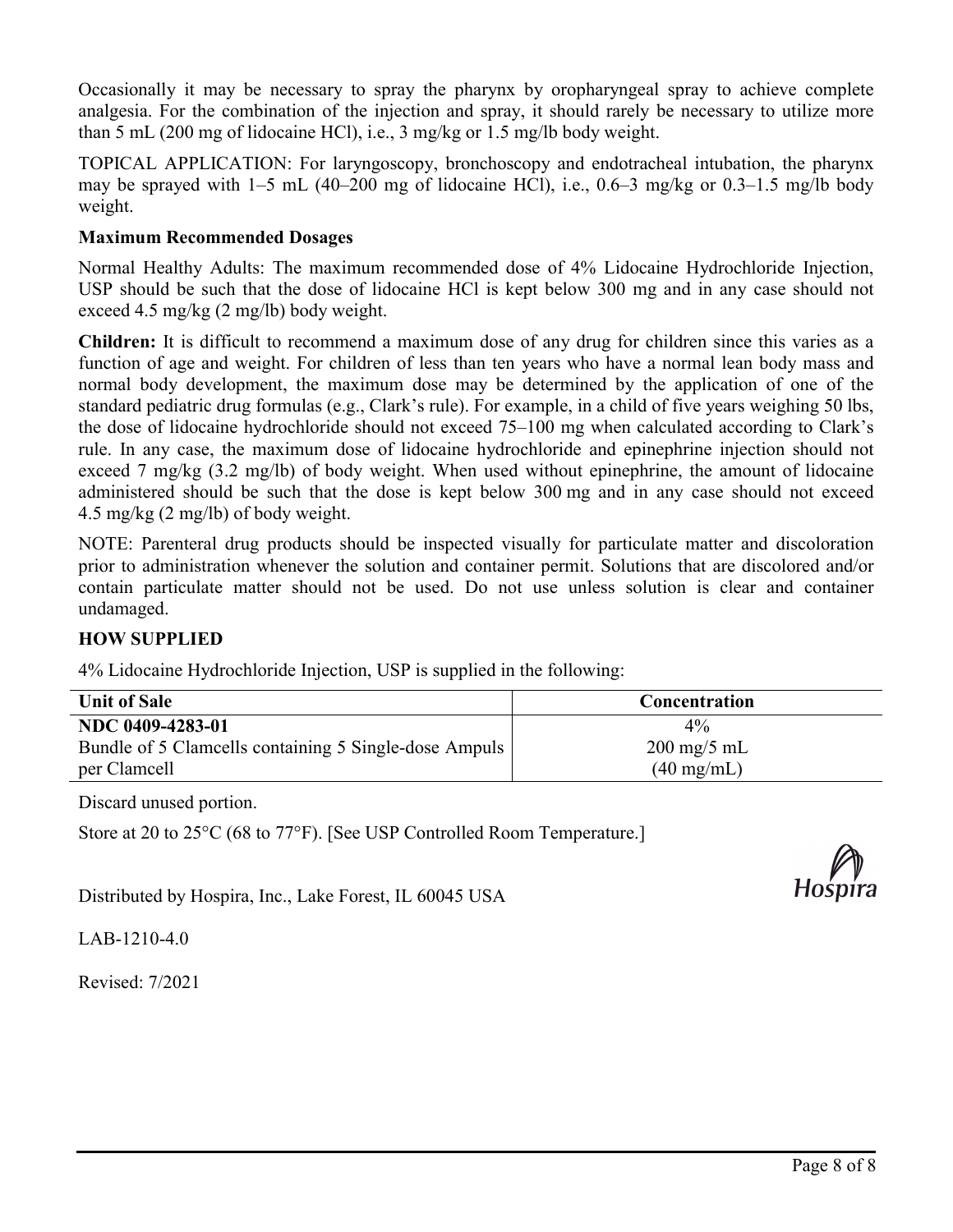Occasionally it may be necessary to spray the pharynx by oropharyngeal spray to achieve complete analgesia. For the combination of the injection and spray, it should rarely be necessary to utilize more than 5 mL (200 mg of lidocaine HCl), i.e., 3 mg/kg or 1.5 mg/lb body weight.

TOPICAL APPLICATION: For laryngoscopy, bronchoscopy and endotracheal intubation, the pharynx may be sprayed with 1–5 mL (40–200 mg of lidocaine HCl), i.e., 0.6–3 mg/kg or 0.3–1.5 mg/lb body weight.

**Maximum Recommended Dosages**

Normal Healthy Adults: The maximum recommended dose of 4% Lidocaine Hydrochloride Injection, USP should be such that the dose of lidocaine HCl is kept below 300 mg and in any case should not exceed 4.5 mg/kg (2 mg/lb) body weight.

**Children:** It is difficult to recommend a maximum dose of any drug for children since this varies as a function of age and weight. For children of less than ten years who have a normal lean body mass and normal body development, the maximum dose may be determined by the application of one of the standard pediatric drug formulas (e.g., Clark's rule). For example, in a child of five years weighing 50 lbs, the dose of lidocaine hydrochloride should not exceed 75–100 mg when calculated according to Clark's rule. In any case, the maximum dose of lidocaine hydrochloride and epinephrine injection should not exceed 7 mg/kg (3.2 mg/lb) of body weight. When used without epinephrine, the amount of lidocaine administered should be such that the dose is kept below 300 mg and in any case should not exceed 4.5 mg/kg (2 mg/lb) of body weight.

NOTE: Parenteral drug products should be inspected visually for particulate matter and discoloration prior to administration whenever the solution and container permit. Solutions that are discolored and/or contain particulate matter should not be used. Do not use unless solution is clear and container undamaged.

**HOW SUPPLIED**

4% Lidocaine Hydrochloride Injection, USP is supplied in the following:

| Unit of Sale | Concentration |
|---|---|
| **NDC 0409-4283-01**<br>Bundle of 5 Clamcells containing 5 Single-dose Ampuls per Clamcell | 4%<br>200 mg/5 mL<br>(40 mg/mL) |

Discard unused portion.

Store at 20 to 25°C (68 to 77°F). [See USP Controlled Room Temperature.]

Distributed by Hospira, Inc., Lake Forest, IL 60045 USA

Hospira

LAB-1210-4.0

Revised: 7/2021